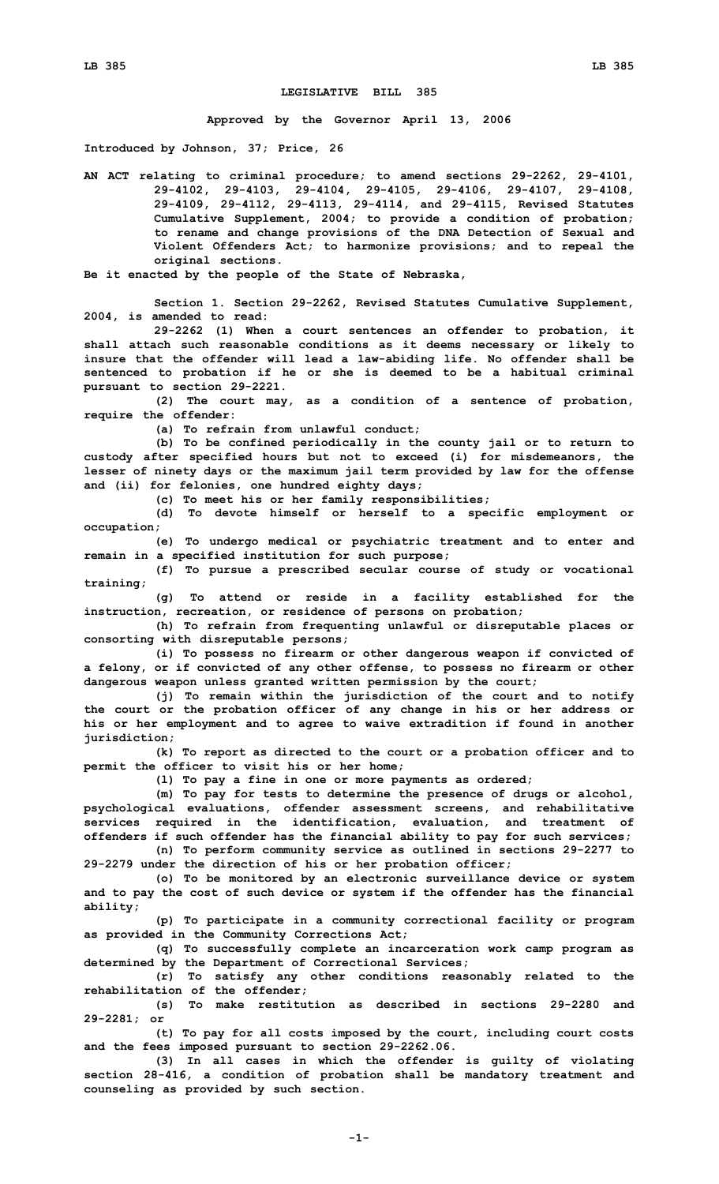# LEGISLATIVE BILL 385

**Approved by the Governor April 13, 2006**

**Introduced by Johnson, 37; Price, 26**

**AN ACT relating to criminal procedure; to amend sections 29-2262, 29-4101, 29-4102, 29-4103, 29-4104, 29-4105, 29-4106, 29-4107, 29-4108, 29-4109, 29-4112, 29-4113, 29-4114, and 29-4115, Revised Statutes Cumulative Supplement, 2004; to provide a condition of probation; to rename and change provisions of the DNA Detection of Sexual and Violent Offenders Act; to harmonize provisions; and to repeal the original sections.**

**Be it enacted by the people of the State of Nebraska,**

**Section 1. Section 29-2262, Revised Statutes Cumulative Supplement, 2004, is amended to read:**

**29-2262 (1) When a court sentences an offender to probation, it shall attach such reasonable conditions as it deems necessary or likely to insure that the offender will lead a law-abiding life. No offender shall be sentenced to probation if he or she is deemed to be a habitual criminal pursuant to section 29-2221.**

**(2) The court may, as a condition of a sentence of probation, require the offender:**

**(a) To refrain from unlawful conduct;**

**(b) To be confined periodically in the county jail or to return to custody after specified hours but not to exceed (i) for misdemeanors, the lesser of ninety days or the maximum jail term provided by law for the offense and (ii) for felonies, one hundred eighty days;**

**(c) To meet his or her family responsibilities;**

**(d) To devote himself or herself to a specific employment or occupation;**

**(e) To undergo medical or psychiatric treatment and to enter and remain in a specified institution for such purpose;**

**(f) To pursue a prescribed secular course of study or vocational training;**

**(g) To attend or reside in a facility established for the instruction, recreation, or residence of persons on probation;**

**(h) To refrain from frequenting unlawful or disreputable places or consorting with disreputable persons;**

**(i) To possess no firearm or other dangerous weapon if convicted of a felony, or if convicted of any other offense, to possess no firearm or other dangerous weapon unless granted written permission by the court;**

**(j) To remain within the jurisdiction of the court and to notify the court or the probation officer of any change in his or her address or his or her employment and to agree to waive extradition if found in another jurisdiction;**

**(k) To report as directed to the court or a probation officer and to permit the officer to visit his or her home;**

**(l) To pay a fine in one or more payments as ordered;**

**(m) To pay for tests to determine the presence of drugs or alcohol, psychological evaluations, offender assessment screens, and rehabilitative services required in the identification, evaluation, and treatment of offenders if such offender has the financial ability to pay for such services;**

**(n) To perform community service as outlined in sections 29-2277 to 29-2279 under the direction of his or her probation officer;**

**(o) To be monitored by an electronic surveillance device or system and to pay the cost of such device or system if the offender has the financial ability;**

**(p) To participate in a community correctional facility or program as provided in the Community Corrections Act;**

**(q) To successfully complete an incarceration work camp program as determined by the Department of Correctional Services;**

**(r) To satisfy any other conditions reasonably related to the rehabilitation of the offender;**

**(s) To make restitution as described in sections 29-2280 and 29-2281; or**

**(t) To pay for all costs imposed by the court, including court costs and the fees imposed pursuant to section 29-2262.06.**

**(3) In all cases in which the offender is guilty of violating section 28-416, a condition of probation shall be mandatory treatment and counseling as provided by such section.**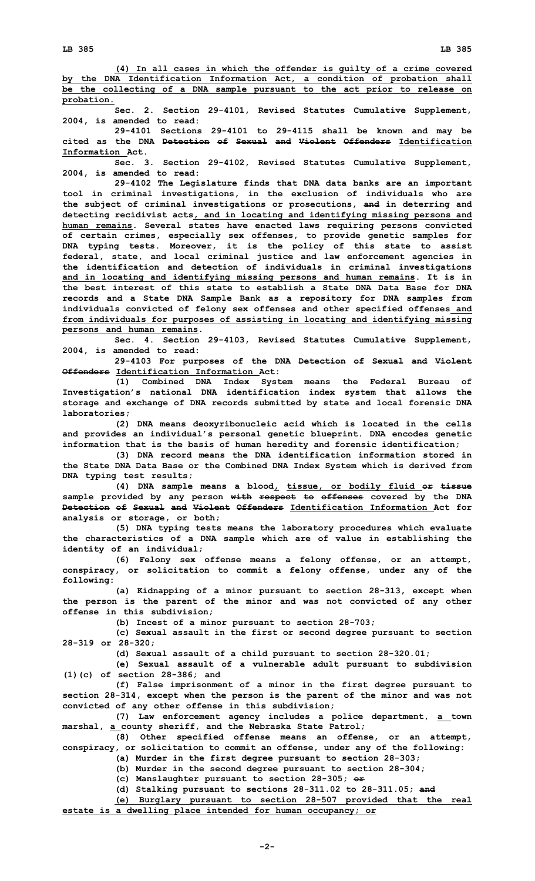(4) In all cases in which the offender is guilty of a crime covered by the DNA Identification Information Act, a condition of probation shall be the collecting of a DNA sample pursuant to the act prior to release on probation.

Sec. 2. Section 29-4101, Revised Statutes Cumulative Supplement, 2004, is amended to read:

29-4101 Sections 29-4101 to 29-4115 shall be known and may be cited as the DNA ~~Detection of Sexual and Violent Offenders~~ Identification Information Act.

Sec. 3. Section 29-4102, Revised Statutes Cumulative Supplement, 2004, is amended to read:

29-4102 The Legislature finds that DNA data banks are an important tool in criminal investigations, in the exclusion of individuals who are the subject of criminal investigations or prosecutions, ~~and~~ in deterring and detecting recidivist acts, and in locating and identifying missing persons and human remains. Several states have enacted laws requiring persons convicted of certain crimes, especially sex offenses, to provide genetic samples for DNA typing tests. Moreover, it is the policy of this state to assist federal, state, and local criminal justice and law enforcement agencies in the identification and detection of individuals in criminal investigations and in locating and identifying missing persons and human remains. It is in the best interest of this state to establish a State DNA Data Base for DNA records and a State DNA Sample Bank as a repository for DNA samples from individuals convicted of felony sex offenses and other specified offenses and from individuals for purposes of assisting in locating and identifying missing persons and human remains.

Sec. 4. Section 29-4103, Revised Statutes Cumulative Supplement, 2004, is amended to read:

29-4103 For purposes of the DNA ~~Detection of Sexual and Violent Offenders~~ Identification Information Act:

(1) Combined DNA Index System means the Federal Bureau of Investigation's national DNA identification index system that allows the storage and exchange of DNA records submitted by state and local forensic DNA laboratories;

(2) DNA means deoxyribonucleic acid which is located in the cells and provides an individual's personal genetic blueprint. DNA encodes genetic information that is the basis of human heredity and forensic identification;

(3) DNA record means the DNA identification information stored in the State DNA Data Base or the Combined DNA Index System which is derived from DNA typing test results;

(4) DNA sample means a blood, tissue, or bodily fluid ~~or tissue~~ sample provided by any person ~~with respect to offenses~~ covered by the DNA ~~Detection of Sexual and Violent Offenders~~ Identification Information Act for analysis or storage, or both;

(5) DNA typing tests means the laboratory procedures which evaluate the characteristics of a DNA sample which are of value in establishing the identity of an individual;

(6) Felony sex offense means a felony offense, or an attempt, conspiracy, or solicitation to commit a felony offense, under any of the following:

(a) Kidnapping of a minor pursuant to section 28-313, except when the person is the parent of the minor and was not convicted of any other offense in this subdivision;

(b) Incest of a minor pursuant to section 28-703;

(c) Sexual assault in the first or second degree pursuant to section 28-319 or 28-320;

(d) Sexual assault of a child pursuant to section 28-320.01;

(e) Sexual assault of a vulnerable adult pursuant to subdivision (1)(c) of section 28-386; and

(f) False imprisonment of a minor in the first degree pursuant to section 28-314, except when the person is the parent of the minor and was not convicted of any other offense in this subdivision;

(7) Law enforcement agency includes a police department, a town marshal, a county sheriff, and the Nebraska State Patrol;

(8) Other specified offense means an offense, or an attempt, conspiracy, or solicitation to commit an offense, under any of the following:

(a) Murder in the first degree pursuant to section 28-303;

(b) Murder in the second degree pursuant to section 28-304;

(c) Manslaughter pursuant to section 28-305; ~~or~~

(d) Stalking pursuant to sections 28-311.02 to 28-311.05; ~~and~~

(e) Burglary pursuant to section 28-507 provided that the real estate is a dwelling place intended for human occupancy; or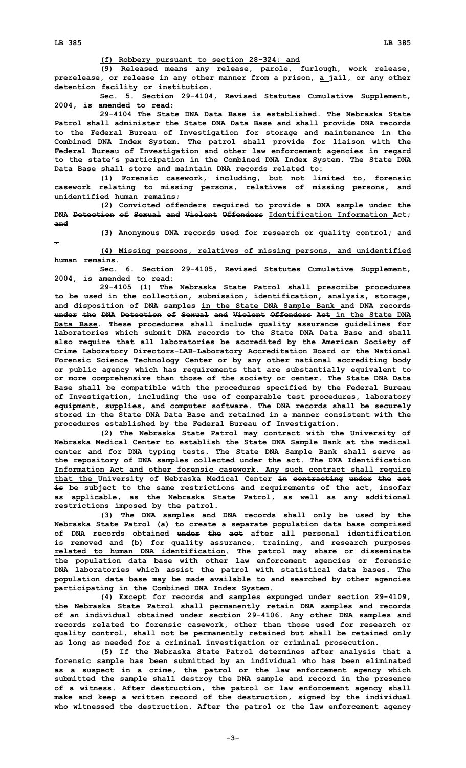(f) Robbery pursuant to section 28-324; and

(9) Released means any release, parole, furlough, work release, prerelease, or release in any other manner from a prison, a jail, or any other detention facility or institution.

Sec. 5. Section 29-4104, Revised Statutes Cumulative Supplement, 2004, is amended to read:

29-4104 The State DNA Data Base is established. The Nebraska State Patrol shall administer the State DNA Data Base and shall provide DNA records to the Federal Bureau of Investigation for storage and maintenance in the Combined DNA Index System. The patrol shall provide for liaison with the Federal Bureau of Investigation and other law enforcement agencies in regard to the state's participation in the Combined DNA Index System. The State DNA Data Base shall store and maintain DNA records related to:

(1) Forensic casework, including, but not limited to, forensic casework relating to missing persons, relatives of missing persons, and unidentified human remains;

(2) Convicted offenders required to provide a DNA sample under the DNA ~~Detection of Sexual and Violent Offenders~~ Identification Information Act; ~~and~~

(3) Anonymous DNA records used for research or quality control; and ~~.~~

(4) Missing persons, relatives of missing persons, and unidentified human remains.

Sec. 6. Section 29-4105, Revised Statutes Cumulative Supplement, 2004, is amended to read:

29-4105 (1) The Nebraska State Patrol shall prescribe procedures to be used in the collection, submission, identification, analysis, storage, and disposition of DNA samples in the State DNA Sample Bank and DNA records ~~under the DNA Detection of Sexual and Violent Offenders Act~~ in the State DNA Data Base. These procedures shall include quality assurance guidelines for laboratories which submit DNA records to the State DNA Data Base and shall also require that all laboratories be accredited by the American Society of Crime Laboratory Directors-LAB-Laboratory Accreditation Board or the National Forensic Science Technology Center or by any other national accrediting body or public agency which has requirements that are substantially equivalent to or more comprehensive than those of the society or center. The State DNA Data Base shall be compatible with the procedures specified by the Federal Bureau of Investigation, including the use of comparable test procedures, laboratory equipment, supplies, and computer software. The DNA records shall be securely stored in the State DNA Data Base and retained in a manner consistent with the procedures established by the Federal Bureau of Investigation.

(2) The Nebraska State Patrol may contract with the University of Nebraska Medical Center to establish the State DNA Sample Bank at the medical center and for DNA typing tests. The State DNA Sample Bank shall serve as the repository of DNA samples collected under the ~~act. The~~ DNA Identification Information Act and other forensic casework. Any such contract shall require that the University of Nebraska Medical Center ~~in contracting under the act is~~ be subject to the same restrictions and requirements of the act, insofar as applicable, as the Nebraska State Patrol, as well as any additional restrictions imposed by the patrol.

(3) The DNA samples and DNA records shall only be used by the Nebraska State Patrol (a) to create a separate population data base comprised of DNA records obtained ~~under the act~~ after all personal identification is removed and (b) for quality assurance, training, and research purposes related to human DNA identification. The patrol may share or disseminate the population data base with other law enforcement agencies or forensic DNA laboratories which assist the patrol with statistical data bases. The population data base may be made available to and searched by other agencies participating in the Combined DNA Index System.

(4) Except for records and samples expunged under section 29-4109, the Nebraska State Patrol shall permanently retain DNA samples and records of an individual obtained under section 29-4106. Any other DNA samples and records related to forensic casework, other than those used for research or quality control, shall not be permanently retained but shall be retained only as long as needed for a criminal investigation or criminal prosecution.

(5) If the Nebraska State Patrol determines after analysis that a forensic sample has been submitted by an individual who has been eliminated as a suspect in a crime, the patrol or the law enforcement agency which submitted the sample shall destroy the DNA sample and record in the presence of a witness. After destruction, the patrol or law enforcement agency shall make and keep a written record of the destruction, signed by the individual who witnessed the destruction. After the patrol or the law enforcement agency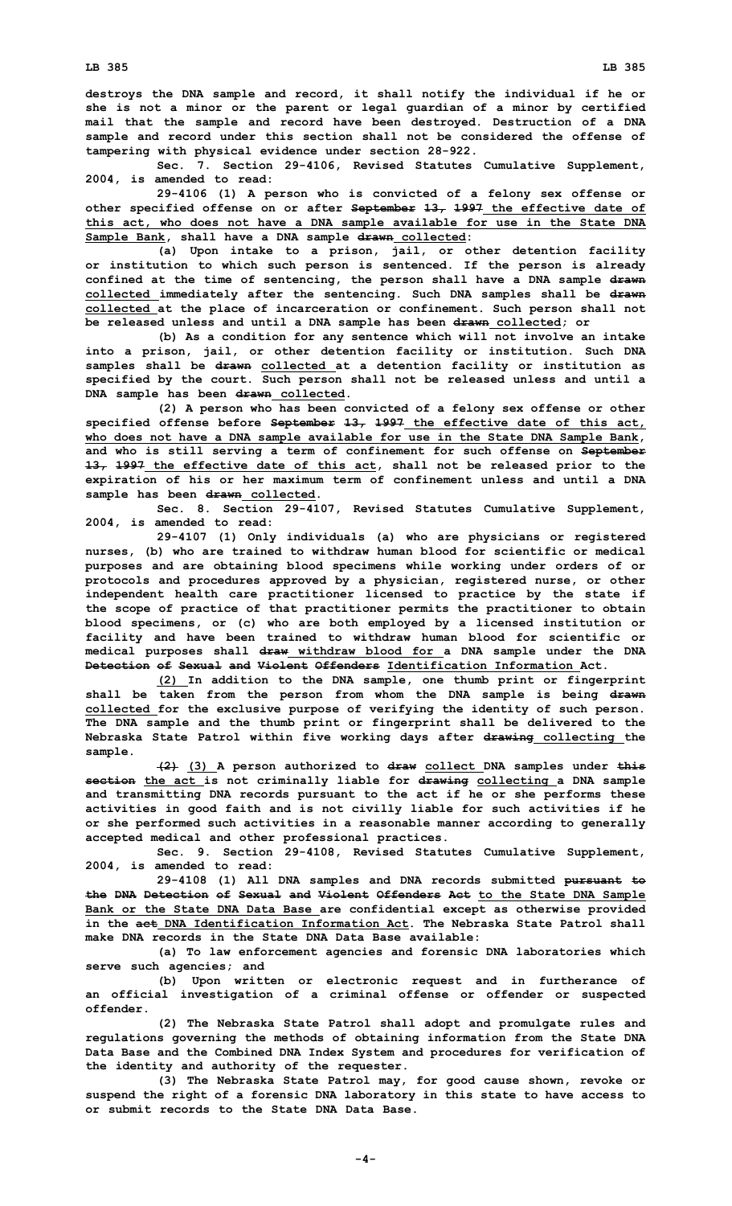destroys the DNA sample and record, it shall notify the individual if he or she is not a minor or the parent or legal guardian of a minor by certified mail that the sample and record have been destroyed. Destruction of a DNA sample and record under this section shall not be considered the offense of tampering with physical evidence under section 28-922.

Sec. 7. Section 29-4106, Revised Statutes Cumulative Supplement, 2004, is amended to read:

29-4106 (1) A person who is convicted of a felony sex offense or other specified offense on or after ~~September 13, 1997~~ the effective date of this act, who does not have a DNA sample available for use in the State DNA Sample Bank, shall have a DNA sample ~~drawn~~ collected:

(a) Upon intake to a prison, jail, or other detention facility or institution to which such person is sentenced. If the person is already confined at the time of sentencing, the person shall have a DNA sample ~~drawn~~ collected immediately after the sentencing. Such DNA samples shall be ~~drawn~~ collected at the place of incarceration or confinement. Such person shall not be released unless and until a DNA sample has been ~~drawn~~ collected; or

(b) As a condition for any sentence which will not involve an intake into a prison, jail, or other detention facility or institution. Such DNA samples shall be ~~drawn~~ collected at a detention facility or institution as specified by the court. Such person shall not be released unless and until a DNA sample has been ~~drawn~~ collected.

(2) A person who has been convicted of a felony sex offense or other specified offense before ~~September 13, 1997~~ the effective date of this act, who does not have a DNA sample available for use in the State DNA Sample Bank, and who is still serving a term of confinement for such offense on ~~September 13, 1997~~ the effective date of this act, shall not be released prior to the expiration of his or her maximum term of confinement unless and until a DNA sample has been ~~drawn~~ collected.

Sec. 8. Section 29-4107, Revised Statutes Cumulative Supplement, 2004, is amended to read:

29-4107 (1) Only individuals (a) who are physicians or registered nurses, (b) who are trained to withdraw human blood for scientific or medical purposes and are obtaining blood specimens while working under orders of or protocols and procedures approved by a physician, registered nurse, or other independent health care practitioner licensed to practice by the state if the scope of practice of that practitioner permits the practitioner to obtain blood specimens, or (c) who are both employed by a licensed institution or facility and have been trained to withdraw human blood for scientific or medical purposes shall ~~draw~~ withdraw blood for a DNA sample under the DNA ~~Detection of Sexual and Violent Offenders~~ Identification Information Act.

(2) In addition to the DNA sample, one thumb print or fingerprint shall be taken from the person from whom the DNA sample is being ~~drawn~~ collected for the exclusive purpose of verifying the identity of such person. The DNA sample and the thumb print or fingerprint shall be delivered to the Nebraska State Patrol within five working days after ~~drawing~~ collecting the sample.

~~(2)~~ (3) A person authorized to ~~draw~~ collect DNA samples under ~~this section~~ the act is not criminally liable for ~~drawing~~ collecting a DNA sample and transmitting DNA records pursuant to the act if he or she performs these activities in good faith and is not civilly liable for such activities if he or she performed such activities in a reasonable manner according to generally accepted medical and other professional practices.

Sec. 9. Section 29-4108, Revised Statutes Cumulative Supplement, 2004, is amended to read:

29-4108 (1) All DNA samples and DNA records submitted ~~pursuant to the DNA Detection of Sexual and Violent Offenders Act~~ to the State DNA Sample Bank or the State DNA Data Base are confidential except as otherwise provided in the ~~act~~ DNA Identification Information Act. The Nebraska State Patrol shall make DNA records in the State DNA Data Base available:

(a) To law enforcement agencies and forensic DNA laboratories which serve such agencies; and

(b) Upon written or electronic request and in furtherance of an official investigation of a criminal offense or offender or suspected offender.

(2) The Nebraska State Patrol shall adopt and promulgate rules and regulations governing the methods of obtaining information from the State DNA Data Base and the Combined DNA Index System and procedures for verification of the identity and authority of the requester.

(3) The Nebraska State Patrol may, for good cause shown, revoke or suspend the right of a forensic DNA laboratory in this state to have access to or submit records to the State DNA Data Base.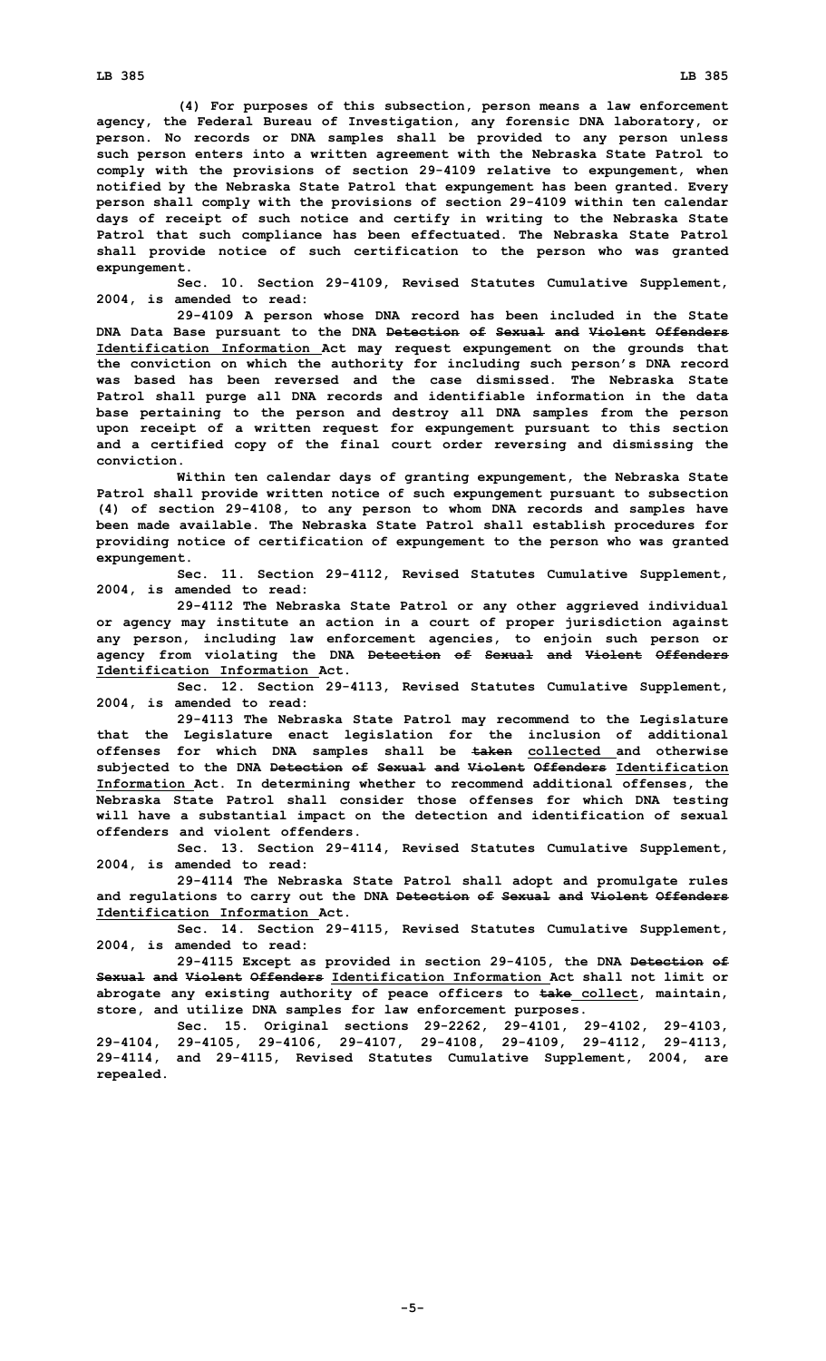(4) For purposes of this subsection, person means a law enforcement agency, the Federal Bureau of Investigation, any forensic DNA laboratory, or person. No records or DNA samples shall be provided to any person unless such person enters into a written agreement with the Nebraska State Patrol to comply with the provisions of section 29-4109 relative to expungement, when notified by the Nebraska State Patrol that expungement has been granted. Every person shall comply with the provisions of section 29-4109 within ten calendar days of receipt of such notice and certify in writing to the Nebraska State Patrol that such compliance has been effectuated. The Nebraska State Patrol shall provide notice of such certification to the person who was granted expungement.

Sec. 10. Section 29-4109, Revised Statutes Cumulative Supplement, 2004, is amended to read:

29-4109 A person whose DNA record has been included in the State DNA Data Base pursuant to the DNA ~~Detection of Sexual and Violent Offenders~~ Identification Information Act may request expungement on the grounds that the conviction on which the authority for including such person's DNA record was based has been reversed and the case dismissed. The Nebraska State Patrol shall purge all DNA records and identifiable information in the data base pertaining to the person and destroy all DNA samples from the person upon receipt of a written request for expungement pursuant to this section and a certified copy of the final court order reversing and dismissing the conviction.

Within ten calendar days of granting expungement, the Nebraska State Patrol shall provide written notice of such expungement pursuant to subsection (4) of section 29-4108, to any person to whom DNA records and samples have been made available. The Nebraska State Patrol shall establish procedures for providing notice of certification of expungement to the person who was granted expungement.

Sec. 11. Section 29-4112, Revised Statutes Cumulative Supplement, 2004, is amended to read:

29-4112 The Nebraska State Patrol or any other aggrieved individual or agency may institute an action in a court of proper jurisdiction against any person, including law enforcement agencies, to enjoin such person or agency from violating the DNA ~~Detection of Sexual and Violent Offenders~~ Identification Information Act.

Sec. 12. Section 29-4113, Revised Statutes Cumulative Supplement, 2004, is amended to read:

29-4113 The Nebraska State Patrol may recommend to the Legislature that the Legislature enact legislation for the inclusion of additional offenses for which DNA samples shall be ~~taken~~ collected and otherwise subjected to the DNA ~~Detection of Sexual and Violent Offenders~~ Identification Information Act. In determining whether to recommend additional offenses, the Nebraska State Patrol shall consider those offenses for which DNA testing will have a substantial impact on the detection and identification of sexual offenders and violent offenders.

Sec. 13. Section 29-4114, Revised Statutes Cumulative Supplement, 2004, is amended to read:

29-4114 The Nebraska State Patrol shall adopt and promulgate rules and regulations to carry out the DNA ~~Detection of Sexual and Violent Offenders~~ Identification Information Act.

Sec. 14. Section 29-4115, Revised Statutes Cumulative Supplement, 2004, is amended to read:

29-4115 Except as provided in section 29-4105, the DNA ~~Detection of Sexual and Violent Offenders~~ Identification Information Act shall not limit or abrogate any existing authority of peace officers to ~~take~~ collect, maintain, store, and utilize DNA samples for law enforcement purposes.

Sec. 15. Original sections 29-2262, 29-4101, 29-4102, 29-4103, 29-4104, 29-4105, 29-4106, 29-4107, 29-4108, 29-4109, 29-4112, 29-4113, 29-4114, and 29-4115, Revised Statutes Cumulative Supplement, 2004, are repealed.